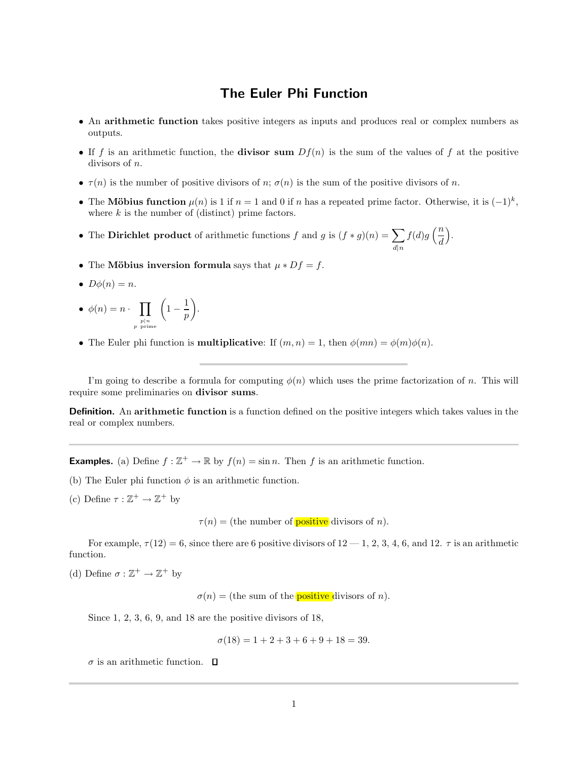# The Euler Phi Function

- An **arithmetic function** takes positive integers as inputs and produces real or complex numbers as outputs.
- If $f$ is an arithmetic function, the **divisor sum** $Df(n)$ is the sum of the values of $f$ at the positive divisors of $n$.
- $\tau(n)$ is the number of positive divisors of $n$; $\sigma(n)$ is the sum of the positive divisors of $n$.
- The **Möbius function** $\mu(n)$ is 1 if $n = 1$ and 0 if $n$ has a repeated prime factor. Otherwise, it is $(-1)^k$, where $k$ is the number of (distinct) prime factors.
- The **Dirichlet product** of arithmetic functions $f$ and $g$ is $(f * g)(n) = \sum_{d|n} f(d)g\left(\frac{n}{d}\right)$.
- The **Möbius inversion formula** says that $\mu * Df = f$.
- $D\phi(n) = n$.
- $\phi(n) = n \cdot \prod_{\substack{p|n \\ p \text{ prime}}} \left(1 - \frac{1}{p}\right)$.
- The Euler phi function is **multiplicative**: If $(m, n) = 1$, then $\phi(mn) = \phi(m)\phi(n)$.

---

I'm going to describe a formula for computing $\phi(n)$ which uses the prime factorization of $n$. This will require some preliminaries on **divisor sums**.

**Definition.** An **arithmetic function** is a function defined on the positive integers which takes values in the real or complex numbers.

---

**Examples.** (a) Define $f : \mathbb{Z}^+ \to \mathbb{R}$ by $f(n) = \sin n$. Then $f$ is an arithmetic function.

(b) The Euler phi function $\phi$ is an arithmetic function.

(c) Define $\tau : \mathbb{Z}^+ \to \mathbb{Z}^+$ by

$$\tau(n) = (\text{the number of positive divisors of } n).$$

For example, $\tau(12) = 6$, since there are 6 positive divisors of 12 — 1, 2, 3, 4, 6, and 12. $\tau$ is an arithmetic function.

(d) Define $\sigma : \mathbb{Z}^+ \to \mathbb{Z}^+$ by

$$\sigma(n) = (\text{the sum of the positive divisors of } n).$$

Since 1, 2, 3, 6, 9, and 18 are the positive divisors of 18,

$$\sigma(18) = 1 + 2 + 3 + 6 + 9 + 18 = 39.$$

$\sigma$ is an arithmetic function. □

---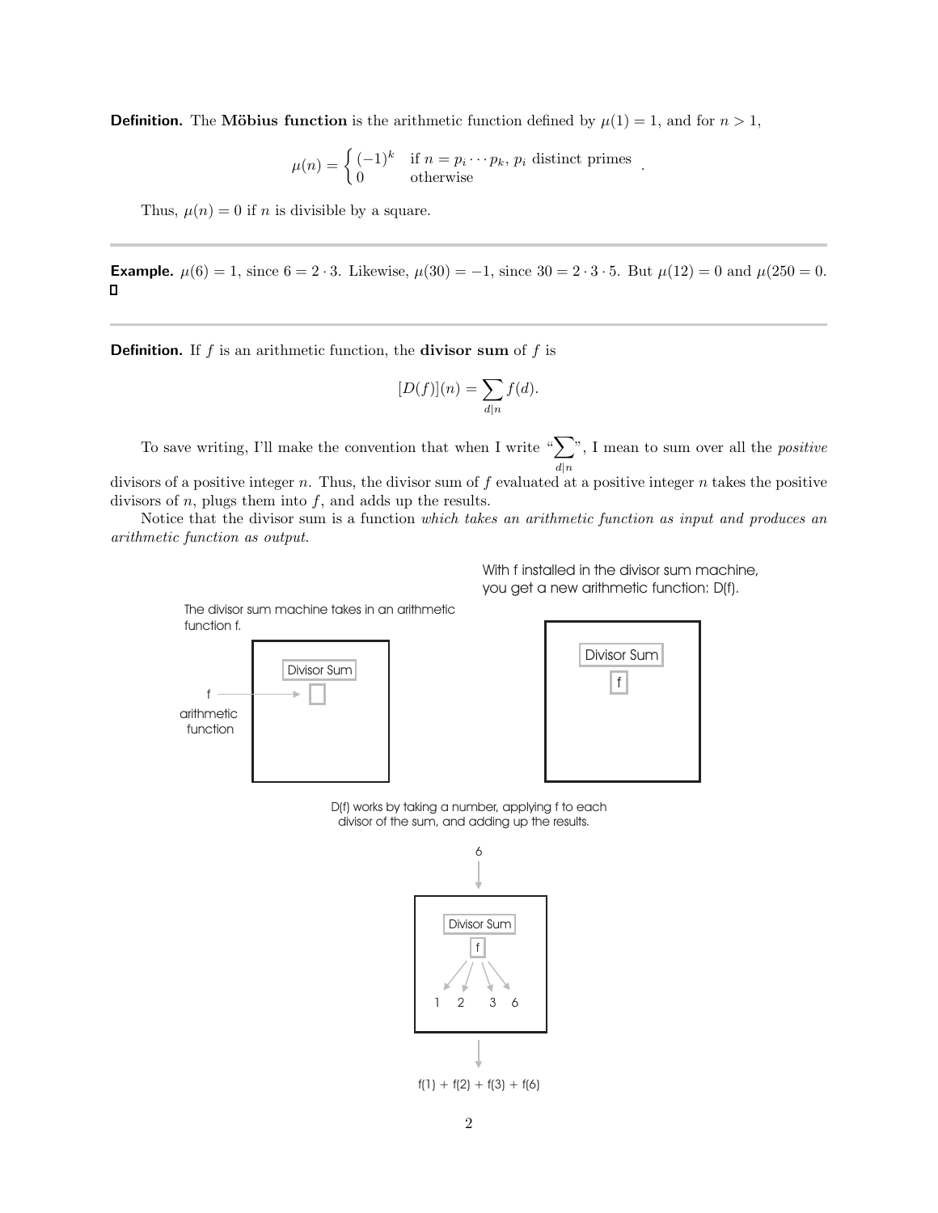**Definition.** The **Möbius function** is the arithmetic function defined by $\mu(1) = 1$, and for $n > 1$,

$$\mu(n) = \begin{cases} (-1)^k & \text{if } n = p_i \cdots p_k,\ p_i \text{ distinct primes} \\ 0 & \text{otherwise} \end{cases}.$$

Thus, $\mu(n) = 0$ if $n$ is divisible by a square.

---

**Example.** $\mu(6) = 1$, since $6 = 2 \cdot 3$. Likewise, $\mu(30) = -1$, since $30 = 2 \cdot 3 \cdot 5$. But $\mu(12) = 0$ and $\mu(250 = 0$. □

---

**Definition.** If $f$ is an arithmetic function, the **divisor sum** of $f$ is

$$[D(f)](n) = \sum_{d \mid n} f(d).$$

To save writing, I'll make the convention that when I write "$\sum_{d \mid n}$", I mean to sum over all the *positive* divisors of a positive integer $n$. Thus, the divisor sum of $f$ evaluated at a positive integer $n$ takes the positive divisors of $n$, plugs them into $f$, and adds up the results.

Notice that the divisor sum is a function *which takes an arithmetic function as input and produces an arithmetic function as output.*

The divisor sum machine takes in an arithmetic function f.

f

arithmetic function

Divisor Sum

With f installed in the divisor sum machine, you get a new arithmetic function: D(f).

Divisor Sum

f

D(f) works by taking a number, applying f to each divisor of the sum, and adding up the results.

6

Divisor Sum

f

1 2 3 6

f(1) + f(2) + f(3) + f(6)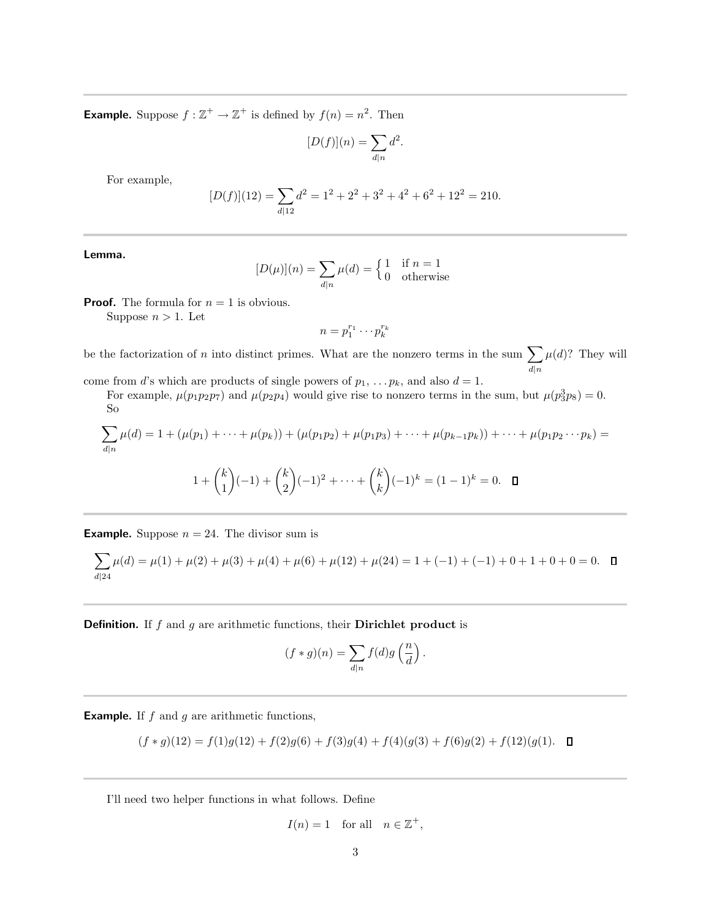---

**Example.** Suppose $f : \mathbb{Z}^+ \to \mathbb{Z}^+$ is defined by $f(n) = n^2$. Then

$$[D(f)](n) = \sum_{d|n} d^2.$$

For example,

$$[D(f)](12) = \sum_{d|12} d^2 = 1^2 + 2^2 + 3^2 + 4^2 + 6^2 + 12^2 = 210.$$

---

**Lemma.**

$$[D(\mu)](n) = \sum_{d|n} \mu(d) = \begin{cases} 1 & \text{if } n = 1 \\ 0 & \text{otherwise} \end{cases}$$

**Proof.** The formula for $n = 1$ is obvious.

Suppose $n > 1$. Let

$$n = p_1^{r_1} \cdots p_k^{r_k}$$

be the factorization of $n$ into distinct primes. What are the nonzero terms in the sum $\sum_{d|n} \mu(d)$? They will come from $d$'s which are products of single powers of $p_1, \ldots p_k$, and also $d = 1$.

For example, $\mu(p_1 p_2 p_7)$ and $\mu(p_2 p_4)$ would give rise to nonzero terms in the sum, but $\mu(p_3^3 p_8) = 0$.

So

$$\sum_{d|n} \mu(d) = 1 + (\mu(p_1) + \cdots + \mu(p_k)) + (\mu(p_1 p_2) + \mu(p_1 p_3) + \cdots + \mu(p_{k-1} p_k)) + \cdots + \mu(p_1 p_2 \cdots p_k) =$$

$$1 + \binom{k}{1}(-1) + \binom{k}{2}(-1)^2 + \cdots + \binom{k}{k}(-1)^k = (1-1)^k = 0. \quad \square$$

---

**Example.** Suppose $n = 24$. The divisor sum is

$$\sum_{d|24} \mu(d) = \mu(1) + \mu(2) + \mu(3) + \mu(4) + \mu(6) + \mu(12) + \mu(24) = 1 + (-1) + (-1) + 0 + 1 + 0 + 0 = 0. \quad \square$$

---

**Definition.** If $f$ and $g$ are arithmetic functions, their **Dirichlet product** is

$$(f * g)(n) = \sum_{d|n} f(d) g\left(\frac{n}{d}\right).$$

---

**Example.** If $f$ and $g$ are arithmetic functions,

$$(f * g)(12) = f(1)g(12) + f(2)g(6) + f(3)g(4) + f(4)(g(3) + f(6)g(2) + f(12)(g(1). \quad \square$$

---

I'll need two helper functions in what follows. Define

$$I(n) = 1 \quad \text{for all} \quad n \in \mathbb{Z}^+,$$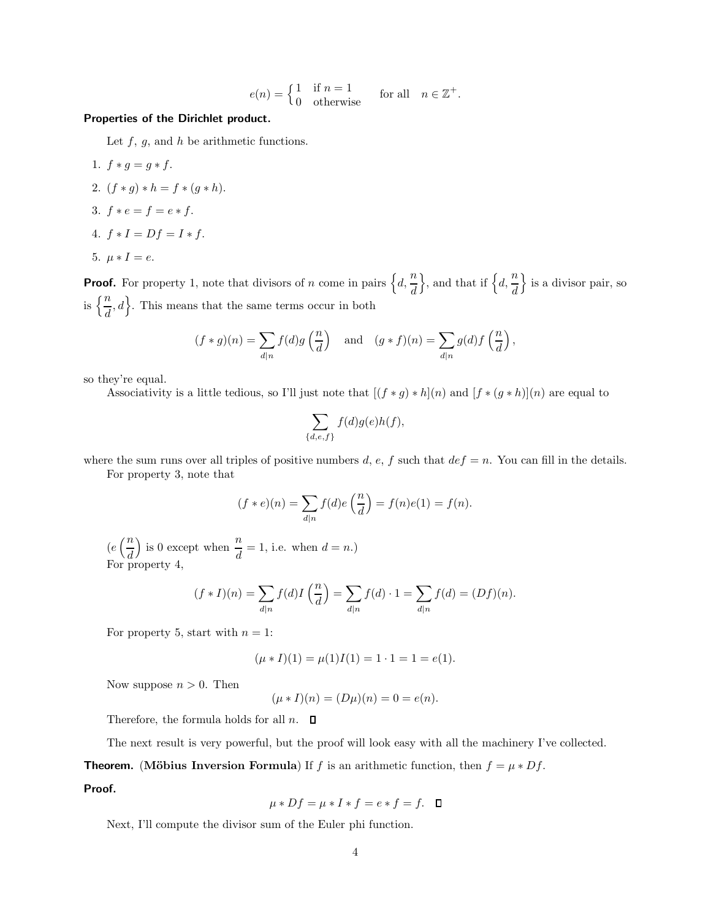$$e(n) = \begin{cases} 1 & \text{if } n = 1 \\ 0 & \text{otherwise} \end{cases} \quad \text{for all} \quad n \in \mathbb{Z}^+.$$

**Properties of the Dirichlet product.**

Let $f$, $g$, and $h$ be arithmetic functions.

1. $f * g = g * f$.
2. $(f * g) * h = f * (g * h)$.
3. $f * e = f = e * f$.
4. $f * I = Df = I * f$.
5. $\mu * I = e$.

**Proof.** For property 1, note that divisors of $n$ come in pairs $\left\{d, \dfrac{n}{d}\right\}$, and that if $\left\{d, \dfrac{n}{d}\right\}$ is a divisor pair, so is $\left\{\dfrac{n}{d}, d\right\}$. This means that the same terms occur in both

$$(f * g)(n) = \sum_{d|n} f(d) g\left(\frac{n}{d}\right) \quad \text{and} \quad (g * f)(n) = \sum_{d|n} g(d) f\left(\frac{n}{d}\right),$$

so they're equal.

Associativity is a little tedious, so I'll just note that $[(f * g) * h](n)$ and $[f * (g * h)](n)$ are equal to

$$\sum_{\{d,e,f\}} f(d) g(e) h(f),$$

where the sum runs over all triples of positive numbers $d$, $e$, $f$ such that $def = n$. You can fill in the details.

For property 3, note that

$$(f * e)(n) = \sum_{d|n} f(d) e\left(\frac{n}{d}\right) = f(n)e(1) = f(n).$$

($e\left(\dfrac{n}{d}\right)$ is 0 except when $\dfrac{n}{d} = 1$, i.e. when $d = n$.)

For property 4,

$$(f * I)(n) = \sum_{d|n} f(d) I\left(\frac{n}{d}\right) = \sum_{d|n} f(d) \cdot 1 = \sum_{d|n} f(d) = (Df)(n).$$

For property 5, start with $n = 1$:

$$(\mu * I)(1) = \mu(1)I(1) = 1 \cdot 1 = 1 = e(1).$$

Now suppose $n > 0$. Then

$$(\mu * I)(n) = (D\mu)(n) = 0 = e(n).$$

Therefore, the formula holds for all $n$. □

The next result is very powerful, but the proof will look easy with all the machinery I've collected.

**Theorem.** (**Möbius Inversion Formula**) If $f$ is an arithmetic function, then $f = \mu * Df$.

**Proof.**

$$\mu * Df = \mu * I * f = e * f = f. \quad □$$

Next, I'll compute the divisor sum of the Euler phi function.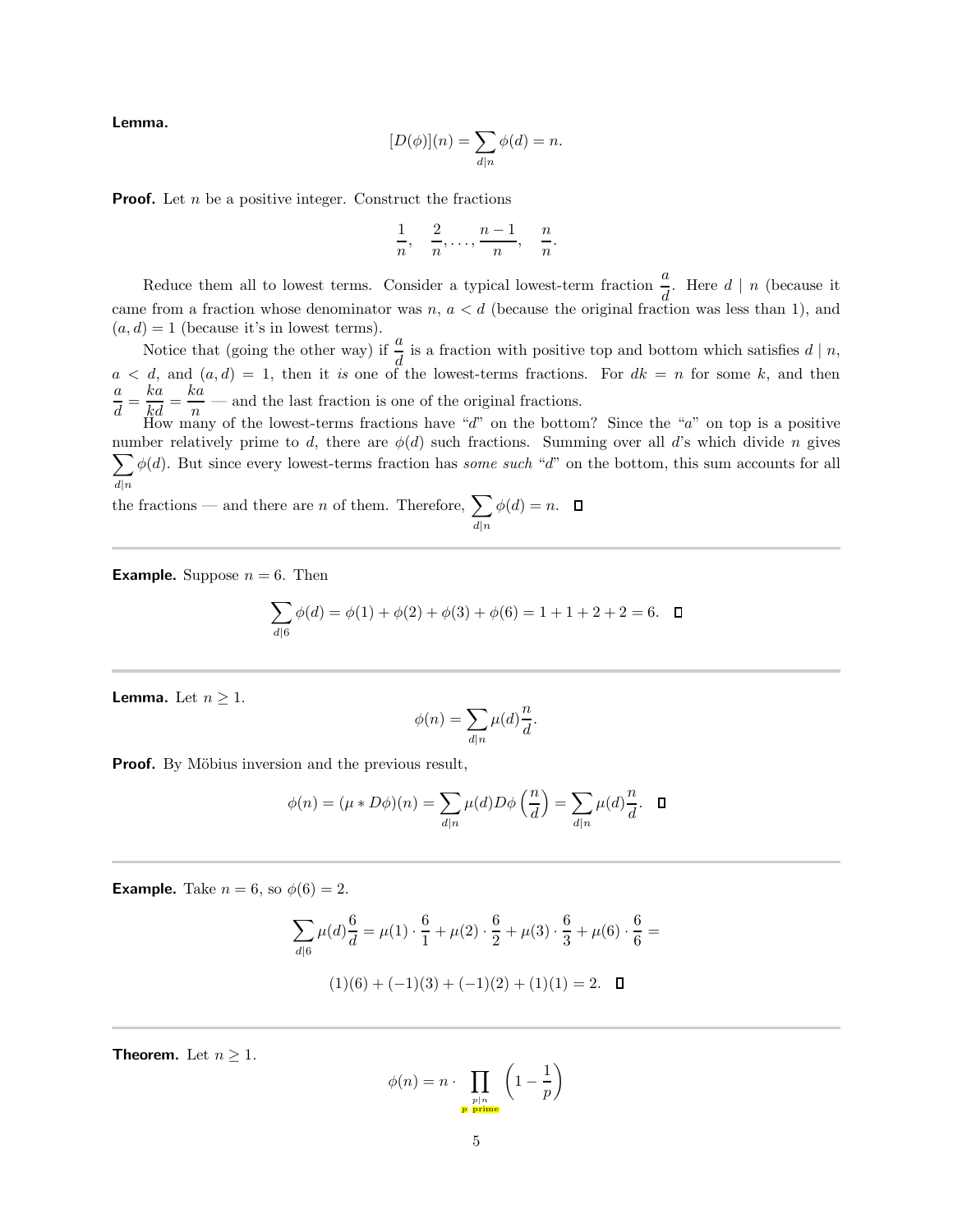**Lemma.**

$$[D(\phi)](n) = \sum_{d \mid n} \phi(d) = n.$$

**Proof.** Let $n$ be a positive integer. Construct the fractions

$$\frac{1}{n}, \quad \frac{2}{n}, \ldots, \frac{n-1}{n}, \quad \frac{n}{n}.$$

Reduce them all to lowest terms. Consider a typical lowest-term fraction $\dfrac{a}{d}$. Here $d \mid n$ (because it came from a fraction whose denominator was $n$, $a < d$ (because the original fraction was less than 1), and $(a, d) = 1$ (because it's in lowest terms).

Notice that (going the other way) if $\dfrac{a}{d}$ is a fraction with positive top and bottom which satisfies $d \mid n$, $a < d$, and $(a, d) = 1$, then it *is* one of the lowest-terms fractions. For $dk = n$ for some $k$, and then $\dfrac{a}{d} = \dfrac{ka}{kd} = \dfrac{ka}{n}$ — and the last fraction is one of the original fractions.

How many of the lowest-terms fractions have "$d$" on the bottom? Since the "$a$" on top is a positive number relatively prime to $d$, there are $\phi(d)$ such fractions. Summing over all $d$'s which divide $n$ gives $\sum_{d \mid n} \phi(d)$. But since every lowest-terms fraction has *some such* "$d$" on the bottom, this sum accounts for all the fractions — and there are $n$ of them. Therefore, $\sum_{d \mid n} \phi(d) = n$. $\square$

---

**Example.** Suppose $n = 6$. Then

$$\sum_{d \mid 6} \phi(d) = \phi(1) + \phi(2) + \phi(3) + \phi(6) = 1 + 1 + 2 + 2 = 6. \quad \square$$

---

**Lemma.** Let $n \geq 1$.

$$\phi(n) = \sum_{d \mid n} \mu(d) \frac{n}{d}.$$

**Proof.** By Möbius inversion and the previous result,

$$\phi(n) = (\mu * D\phi)(n) = \sum_{d \mid n} \mu(d) D\phi\left(\frac{n}{d}\right) = \sum_{d \mid n} \mu(d) \frac{n}{d}. \quad \square$$

---

**Example.** Take $n = 6$, so $\phi(6) = 2$.

$$\sum_{d \mid 6} \mu(d) \frac{6}{d} = \mu(1) \cdot \frac{6}{1} + \mu(2) \cdot \frac{6}{2} + \mu(3) \cdot \frac{6}{3} + \mu(6) \cdot \frac{6}{6} =$$

$$(1)(6) + (-1)(3) + (-1)(2) + (1)(1) = 2. \quad \square$$

---

**Theorem.** Let $n \geq 1$.

$$\phi(n) = n \cdot \prod_{\substack{p \mid n \\ p \text{ prime}}} \left(1 - \frac{1}{p}\right)$$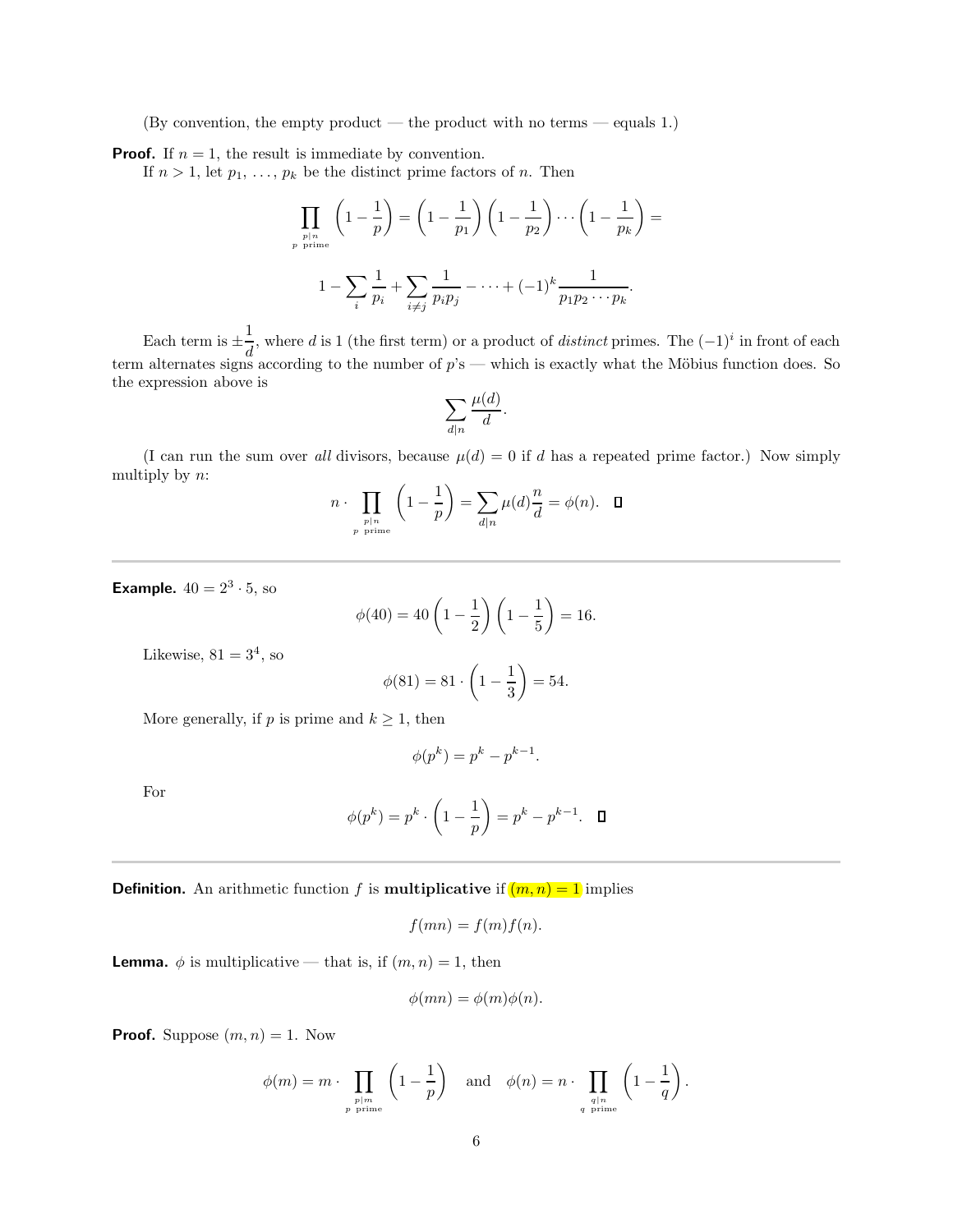(By convention, the empty product — the product with no terms — equals 1.)

**Proof.** If $n = 1$, the result is immediate by convention.

If $n > 1$, let $p_1, \ldots, p_k$ be the distinct prime factors of $n$. Then

$$\prod_{\substack{p \mid n \\ p \text{ prime}}} \left(1 - \frac{1}{p}\right) = \left(1 - \frac{1}{p_1}\right)\left(1 - \frac{1}{p_2}\right) \cdots \left(1 - \frac{1}{p_k}\right) =$$

$$1 - \sum_i \frac{1}{p_i} + \sum_{i \neq j} \frac{1}{p_i p_j} - \cdots + (-1)^k \frac{1}{p_1 p_2 \cdots p_k}.$$

Each term is $\pm \dfrac{1}{d}$, where $d$ is 1 (the first term) or a product of *distinct* primes. The $(-1)^i$ in front of each term alternates signs according to the number of $p$'s — which is exactly what the Möbius function does. So the expression above is

$$\sum_{d \mid n} \frac{\mu(d)}{d}.$$

(I can run the sum over *all* divisors, because $\mu(d) = 0$ if $d$ has a repeated prime factor.) Now simply multiply by $n$:

$$n \cdot \prod_{\substack{p \mid n \\ p \text{ prime}}} \left(1 - \frac{1}{p}\right) = \sum_{d \mid n} \mu(d) \frac{n}{d} = \phi(n). \quad \square$$

---

**Example.** $40 = 2^3 \cdot 5$, so

$$\phi(40) = 40 \left(1 - \frac{1}{2}\right)\left(1 - \frac{1}{5}\right) = 16.$$

Likewise, $81 = 3^4$, so

$$\phi(81) = 81 \cdot \left(1 - \frac{1}{3}\right) = 54.$$

More generally, if $p$ is prime and $k \geq 1$, then

$$\phi(p^k) = p^k - p^{k-1}.$$

For

$$\phi(p^k) = p^k \cdot \left(1 - \frac{1}{p}\right) = p^k - p^{k-1}. \quad \square$$

---

**Definition.** An arithmetic function $f$ is **multiplicative** if $(m, n) = 1$ implies

$$f(mn) = f(m) f(n).$$

**Lemma.** $\phi$ is multiplicative — that is, if $(m, n) = 1$, then

$$\phi(mn) = \phi(m)\phi(n).$$

**Proof.** Suppose $(m, n) = 1$. Now

$$\phi(m) = m \cdot \prod_{\substack{p \mid m \\ p \text{ prime}}} \left(1 - \frac{1}{p}\right) \quad \text{and} \quad \phi(n) = n \cdot \prod_{\substack{q \mid n \\ q \text{ prime}}} \left(1 - \frac{1}{q}\right).$$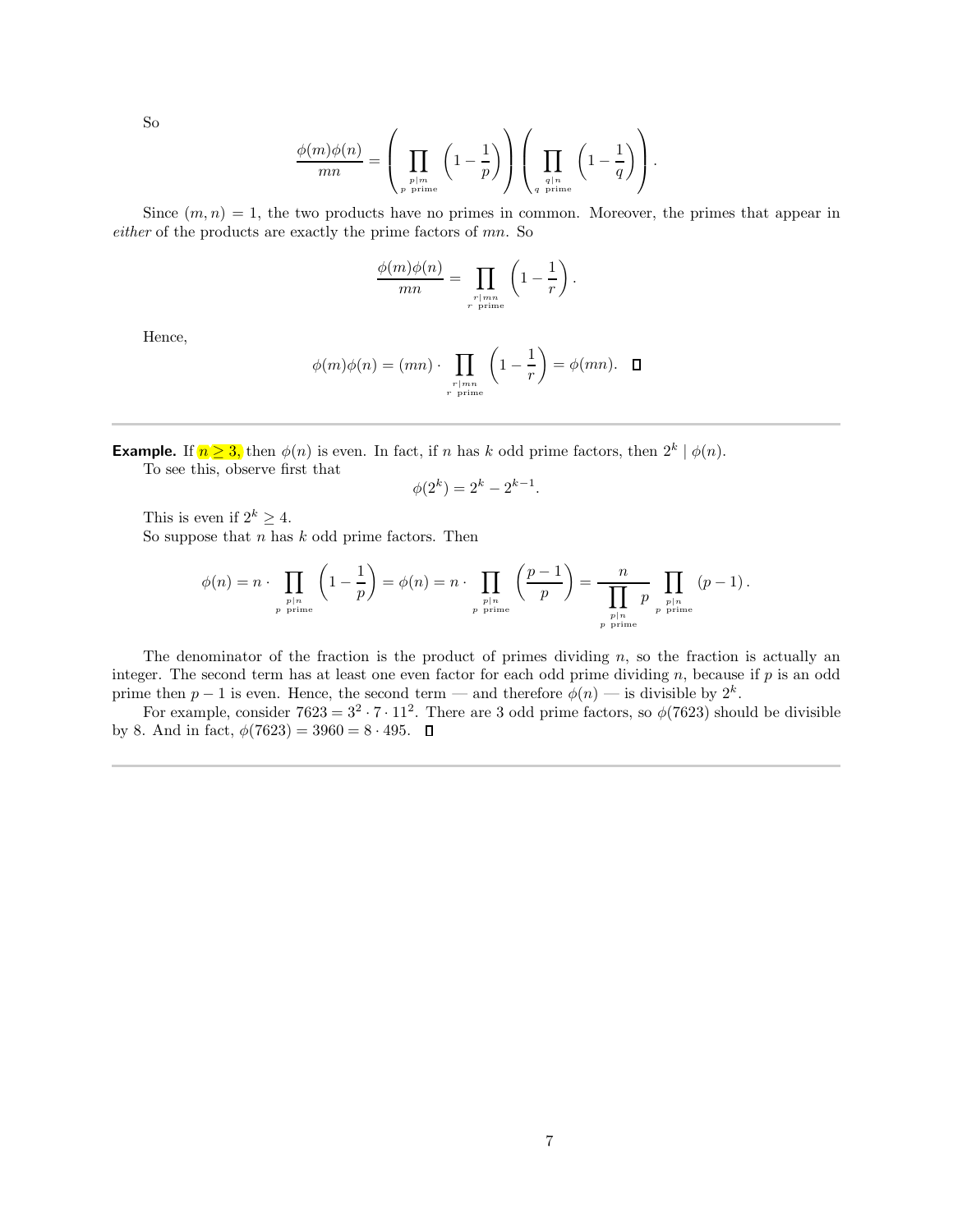So

$$\frac{\phi(m)\phi(n)}{mn} = \left( \prod_{\substack{p \mid m \\ p \text{ prime}}} \left(1 - \frac{1}{p}\right) \right) \left( \prod_{\substack{q \mid n \\ q \text{ prime}}} \left(1 - \frac{1}{q}\right) \right).$$

Since $(m, n) = 1$, the two products have no primes in common. Moreover, the primes that appear in *either* of the products are exactly the prime factors of $mn$. So

$$\frac{\phi(m)\phi(n)}{mn} = \prod_{\substack{r \mid mn \\ r \text{ prime}}} \left(1 - \frac{1}{r}\right).$$

Hence,

$$\phi(m)\phi(n) = (mn) \cdot \prod_{\substack{r \mid mn \\ r \text{ prime}}} \left(1 - \frac{1}{r}\right) = \phi(mn). \quad \square$$

---

**Example.** If $n \geq 3$, then $\phi(n)$ is even. In fact, if $n$ has $k$ odd prime factors, then $2^k \mid \phi(n)$.

To see this, observe first that

$$\phi(2^k) = 2^k - 2^{k-1}.$$

This is even if $2^k \geq 4$.

So suppose that $n$ has $k$ odd prime factors. Then

$$\phi(n) = n \cdot \prod_{\substack{p \mid n \\ p \text{ prime}}} \left(1 - \frac{1}{p}\right) = \phi(n) = n \cdot \prod_{\substack{p \mid n \\ p \text{ prime}}} \left(\frac{p-1}{p}\right) = \frac{n}{\displaystyle\prod_{\substack{p \mid n \\ p \text{ prime}}} p} \prod_{\substack{p \mid n \\ p \text{ prime}}} (p-1).$$

The denominator of the fraction is the product of primes dividing $n$, so the fraction is actually an integer. The second term has at least one even factor for each odd prime dividing $n$, because if $p$ is an odd prime then $p - 1$ is even. Hence, the second term — and therefore $\phi(n)$ — is divisible by $2^k$.

For example, consider $7623 = 3^2 \cdot 7 \cdot 11^2$. There are 3 odd prime factors, so $\phi(7623)$ should be divisible by 8. And in fact, $\phi(7623) = 3960 = 8 \cdot 495$. $\square$

---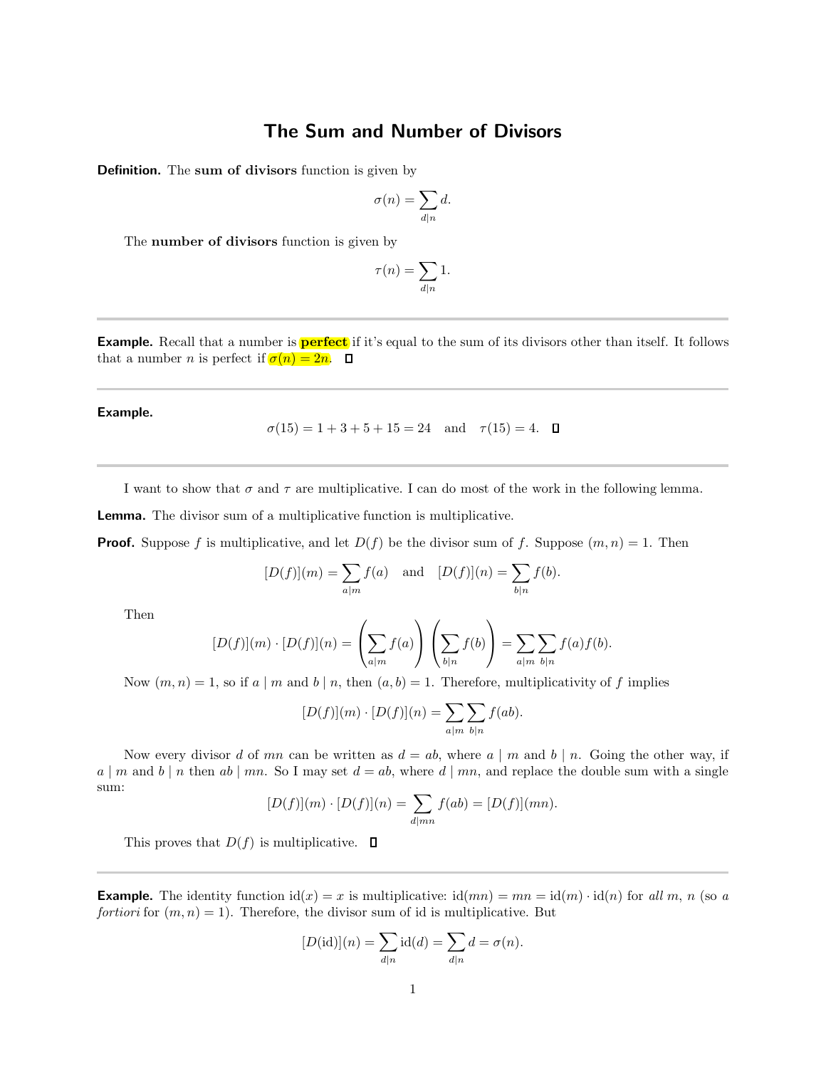# The Sum and Number of Divisors

**Definition.** The **sum of divisors** function is given by

$$\sigma(n) = \sum_{d|n} d.$$

The **number of divisors** function is given by

$$\tau(n) = \sum_{d|n} 1.$$

---

**Example.** Recall that a number is **perfect** if it's equal to the sum of its divisors other than itself. It follows that a number $n$ is perfect if $\sigma(n) = 2n$. □

---

**Example.**

$$\sigma(15) = 1 + 3 + 5 + 15 = 24 \quad \text{and} \quad \tau(15) = 4. \quad \square$$

---

I want to show that $\sigma$ and $\tau$ are multiplicative. I can do most of the work in the following lemma.

**Lemma.** The divisor sum of a multiplicative function is multiplicative.

**Proof.** Suppose $f$ is multiplicative, and let $D(f)$ be the divisor sum of $f$. Suppose $(m, n) = 1$. Then

$$[D(f)](m) = \sum_{a|m} f(a) \quad \text{and} \quad [D(f)](n) = \sum_{b|n} f(b).$$

Then

$$[D(f)](m) \cdot [D(f)](n) = \left(\sum_{a|m} f(a)\right)\left(\sum_{b|n} f(b)\right) = \sum_{a|m}\sum_{b|n} f(a)f(b).$$

Now $(m, n) = 1$, so if $a \mid m$ and $b \mid n$, then $(a, b) = 1$. Therefore, multiplicativity of $f$ implies

$$[D(f)](m) \cdot [D(f)](n) = \sum_{a|m}\sum_{b|n} f(ab).$$

Now every divisor $d$ of $mn$ can be written as $d = ab$, where $a \mid m$ and $b \mid n$. Going the other way, if $a \mid m$ and $b \mid n$ then $ab \mid mn$. So I may set $d = ab$, where $d \mid mn$, and replace the double sum with a single sum:

$$[D(f)](m) \cdot [D(f)](n) = \sum_{d|mn} f(ab) = [D(f)](mn).$$

This proves that $D(f)$ is multiplicative. □

---

**Example.** The identity function $\text{id}(x) = x$ is multiplicative: $\text{id}(mn) = mn = \text{id}(m) \cdot \text{id}(n)$ for *all* $m$, $n$ (so *a fortiori* for $(m, n) = 1$). Therefore, the divisor sum of id is multiplicative. But

$$[D(\text{id})](n) = \sum_{d|n} \text{id}(d) = \sum_{d|n} d = \sigma(n).$$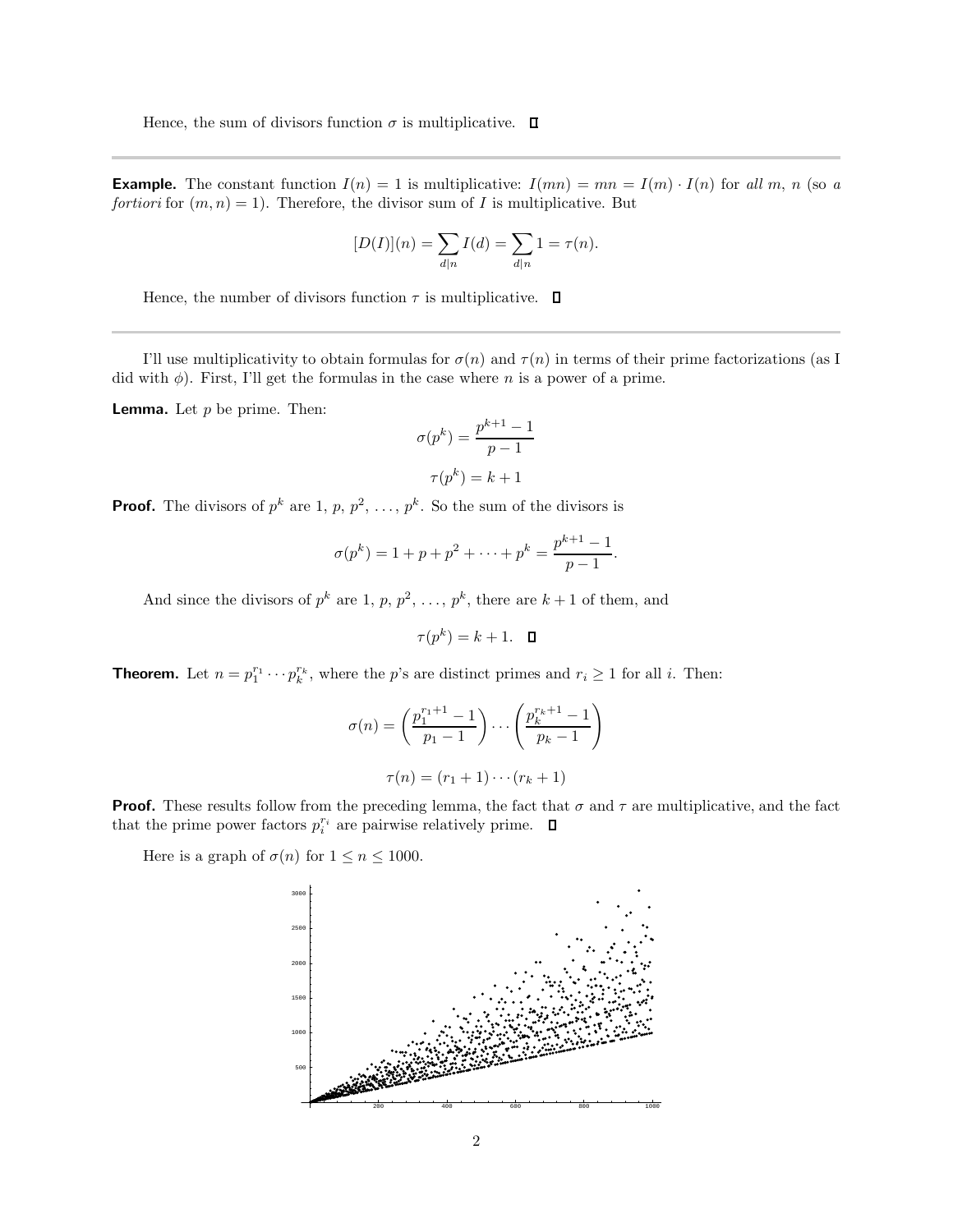Hence, the sum of divisors function $\sigma$ is multiplicative. $\square$

---

**Example.** The constant function $I(n) = 1$ is multiplicative: $I(mn) = mn = I(m) \cdot I(n)$ for *all* $m$, $n$ (so *a fortiori* for $(m, n) = 1$). Therefore, the divisor sum of $I$ is multiplicative. But

$$[D(I)](n) = \sum_{d|n} I(d) = \sum_{d|n} 1 = \tau(n).$$

Hence, the number of divisors function $\tau$ is multiplicative. $\square$

---

I'll use multiplicativity to obtain formulas for $\sigma(n)$ and $\tau(n)$ in terms of their prime factorizations (as I did with $\phi$). First, I'll get the formulas in the case where $n$ is a power of a prime.

**Lemma.** Let $p$ be prime. Then:

$$\sigma(p^k) = \frac{p^{k+1} - 1}{p - 1}$$

$$\tau(p^k) = k + 1$$

**Proof.** The divisors of $p^k$ are 1, $p$, $p^2$, ..., $p^k$. So the sum of the divisors is

$$\sigma(p^k) = 1 + p + p^2 + \cdots + p^k = \frac{p^{k+1} - 1}{p - 1}.$$

And since the divisors of $p^k$ are 1, $p$, $p^2$, ..., $p^k$, there are $k + 1$ of them, and

$$\tau(p^k) = k + 1. \quad \square$$

**Theorem.** Let $n = p_1^{r_1} \cdots p_k^{r_k}$, where the $p$'s are distinct primes and $r_i \geq 1$ for all $i$. Then:

$$\sigma(n) = \left(\frac{p_1^{r_1+1} - 1}{p_1 - 1}\right) \cdots \left(\frac{p_k^{r_k+1} - 1}{p_k - 1}\right)$$

$$\tau(n) = (r_1 + 1) \cdots (r_k + 1)$$

**Proof.** These results follow from the preceding lemma, the fact that $\sigma$ and $\tau$ are multiplicative, and the fact that the prime power factors $p_i^{r_i}$ are pairwise relatively prime. $\square$

Here is a graph of $\sigma(n)$ for $1 \leq n \leq 1000$.

3000
2500
2000
1500
1000
500
200
400
600
800
1000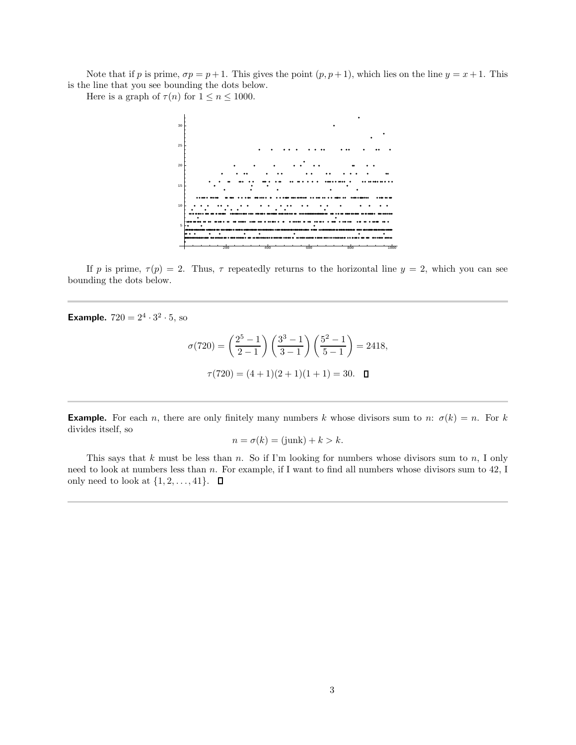Note that if $p$ is prime, $\sigma p = p + 1$. This gives the point $(p, p+1)$, which lies on the line $y = x + 1$. This is the line that you see bounding the dots below.

Here is a graph of $\tau(n)$ for $1 \le n \le 1000$.

30
25
20
15
10
5
200
400
600
800
1000

If $p$ is prime, $\tau(p) = 2$. Thus, $\tau$ repeatedly returns to the horizontal line $y = 2$, which you can see bounding the dots below.

---

**Example.** $720 = 2^4 \cdot 3^2 \cdot 5$, so

$$\sigma(720) = \left(\frac{2^5 - 1}{2 - 1}\right)\left(\frac{3^3 - 1}{3 - 1}\right)\left(\frac{5^2 - 1}{5 - 1}\right) = 2418,$$

$$\tau(720) = (4 + 1)(2 + 1)(1 + 1) = 30. \quad \Box$$

---

**Example.** For each $n$, there are only finitely many numbers $k$ whose divisors sum to $n$: $\sigma(k) = n$. For $k$ divides itself, so

$$n = \sigma(k) = (\text{junk}) + k > k.$$

This says that $k$ must be less than $n$. So if I'm looking for numbers whose divisors sum to $n$, I only need to look at numbers less than $n$. For example, if I want to find all numbers whose divisors sum to 42, I only need to look at $\{1, 2, \ldots, 41\}$. $\Box$

---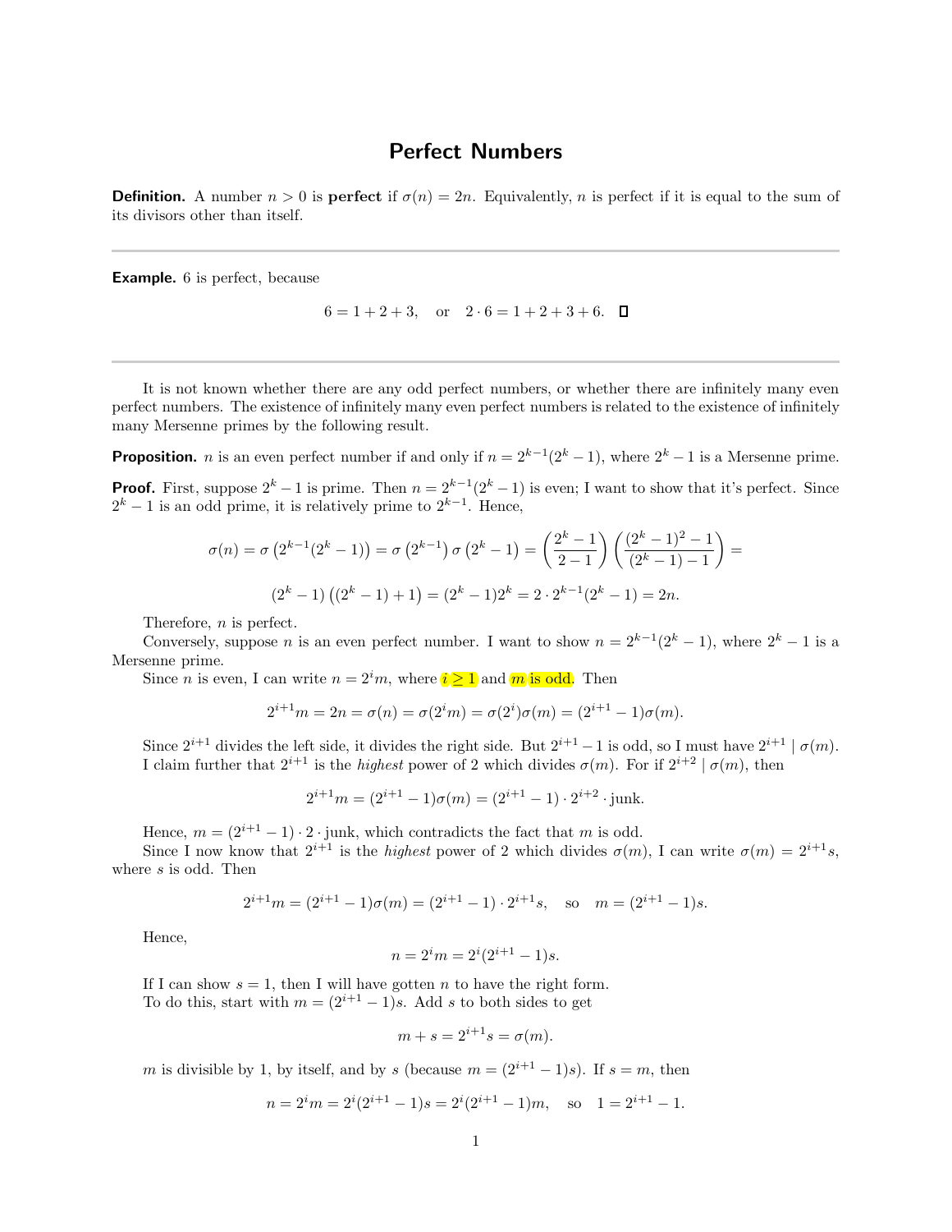# Perfect Numbers

**Definition.** A number $n > 0$ is **perfect** if $\sigma(n) = 2n$. Equivalently, $n$ is perfect if it is equal to the sum of its divisors other than itself.

---

**Example.** 6 is perfect, because

$$6 = 1 + 2 + 3, \quad \text{or} \quad 2 \cdot 6 = 1 + 2 + 3 + 6. \quad \square$$

---

It is not known whether there are any odd perfect numbers, or whether there are infinitely many even perfect numbers. The existence of infinitely many even perfect numbers is related to the existence of infinitely many Mersenne primes by the following result.

**Proposition.** $n$ is an even perfect number if and only if $n = 2^{k-1}(2^k - 1)$, where $2^k - 1$ is a Mersenne prime.

**Proof.** First, suppose $2^k - 1$ is prime. Then $n = 2^{k-1}(2^k - 1)$ is even; I want to show that it's perfect. Since $2^k - 1$ is an odd prime, it is relatively prime to $2^{k-1}$. Hence,

$$\sigma(n) = \sigma\left(2^{k-1}(2^k - 1)\right) = \sigma\left(2^{k-1}\right)\sigma\left(2^k - 1\right) = \left(\frac{2^k - 1}{2 - 1}\right)\left(\frac{(2^k - 1)^2 - 1}{(2^k - 1) - 1}\right) =$$

$$(2^k - 1)\left((2^k - 1) + 1\right) = (2^k - 1)2^k = 2 \cdot 2^{k-1}(2^k - 1) = 2n.$$

Therefore, $n$ is perfect.

Conversely, suppose $n$ is an even perfect number. I want to show $n = 2^{k-1}(2^k - 1)$, where $2^k - 1$ is a Mersenne prime.

Since $n$ is even, I can write $n = 2^i m$, where $i \geq 1$ and $m$ is odd. Then

$$2^{i+1}m = 2n = \sigma(n) = \sigma(2^i m) = \sigma(2^i)\sigma(m) = (2^{i+1} - 1)\sigma(m).$$

Since $2^{i+1}$ divides the left side, it divides the right side. But $2^{i+1} - 1$ is odd, so I must have $2^{i+1} \mid \sigma(m)$. I claim further that $2^{i+1}$ is the *highest* power of 2 which divides $\sigma(m)$. For if $2^{i+2} \mid \sigma(m)$, then

$$2^{i+1}m = (2^{i+1} - 1)\sigma(m) = (2^{i+1} - 1) \cdot 2^{i+2} \cdot \text{junk}.$$

Hence, $m = (2^{i+1} - 1) \cdot 2 \cdot \text{junk}$, which contradicts the fact that $m$ is odd.

Since I now know that $2^{i+1}$ is the *highest* power of 2 which divides $\sigma(m)$, I can write $\sigma(m) = 2^{i+1}s$, where $s$ is odd. Then

$$2^{i+1}m = (2^{i+1} - 1)\sigma(m) = (2^{i+1} - 1) \cdot 2^{i+1}s, \quad \text{so} \quad m = (2^{i+1} - 1)s.$$

Hence,

$$n = 2^i m = 2^i(2^{i+1} - 1)s.$$

If I can show $s = 1$, then I will have gotten $n$ to have the right form.

To do this, start with $m = (2^{i+1} - 1)s$. Add $s$ to both sides to get

$$m + s = 2^{i+1}s = \sigma(m).$$

$m$ is divisible by 1, by itself, and by $s$ (because $m = (2^{i+1} - 1)s$). If $s = m$, then

$$n = 2^i m = 2^i(2^{i+1} - 1)s = 2^i(2^{i+1} - 1)m, \quad \text{so} \quad 1 = 2^{i+1} - 1.$$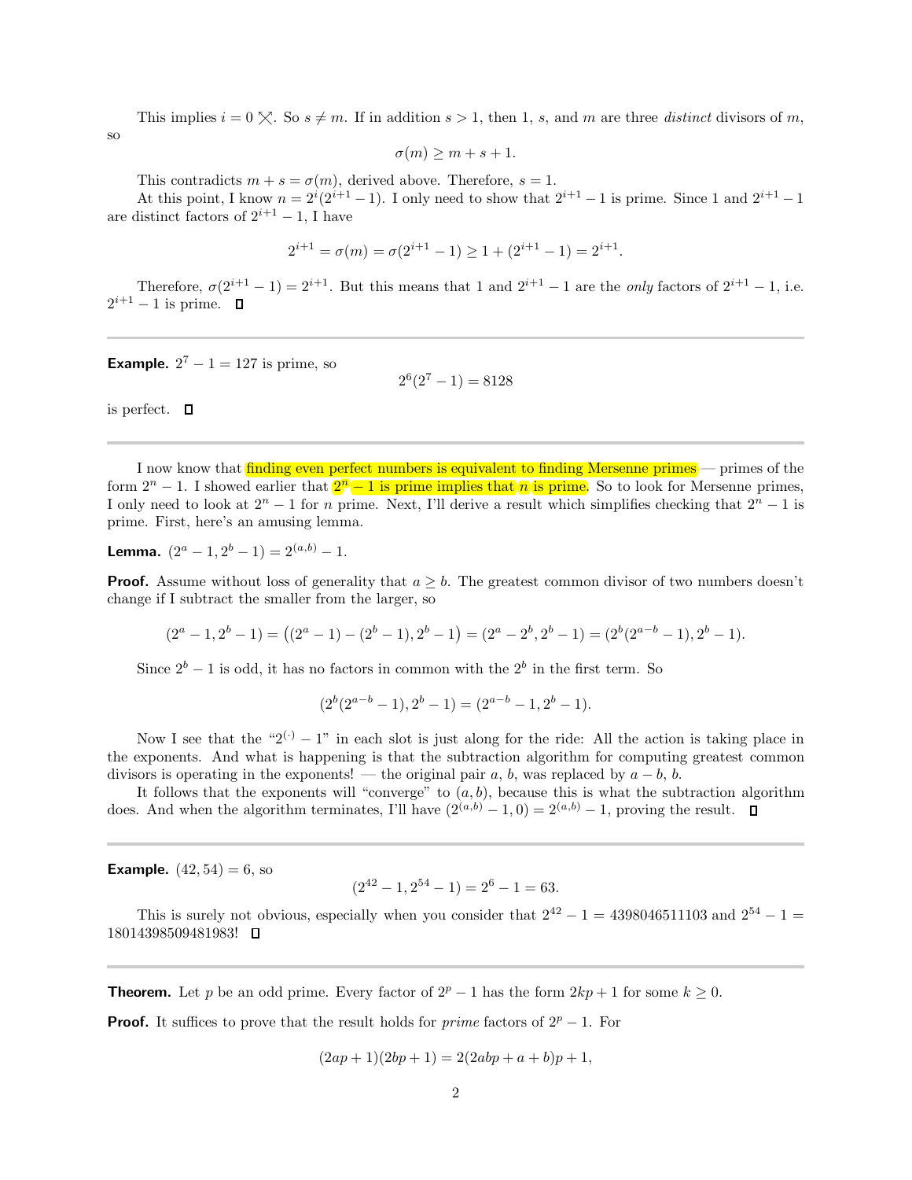This implies $i = 0$ ⨳. So $s \neq m$. If in addition $s > 1$, then 1, $s$, and $m$ are three *distinct* divisors of $m$, so

$$\sigma(m) \geq m + s + 1.$$

This contradicts $m + s = \sigma(m)$, derived above. Therefore, $s = 1$.

At this point, I know $n = 2^i(2^{i+1} - 1)$. I only need to show that $2^{i+1} - 1$ is prime. Since 1 and $2^{i+1} - 1$ are distinct factors of $2^{i+1} - 1$, I have

$$2^{i+1} = \sigma(m) = \sigma(2^{i+1} - 1) \geq 1 + (2^{i+1} - 1) = 2^{i+1}.$$

Therefore, $\sigma(2^{i+1} - 1) = 2^{i+1}$. But this means that 1 and $2^{i+1} - 1$ are the *only* factors of $2^{i+1} - 1$, i.e. $2^{i+1} - 1$ is prime. □

---

**Example.** $2^7 - 1 = 127$ is prime, so

$$2^6(2^7 - 1) = 8128$$

is perfect. □

---

I now know that finding even perfect numbers is equivalent to finding Mersenne primes — primes of the form $2^n - 1$. I showed earlier that $2^n - 1$ is prime implies that $n$ is prime. So to look for Mersenne primes, I only need to look at $2^n - 1$ for $n$ prime. Next, I'll derive a result which simplifies checking that $2^n - 1$ is prime. First, here's an amusing lemma.

**Lemma.** $(2^a - 1, 2^b - 1) = 2^{(a,b)} - 1$.

**Proof.** Assume without loss of generality that $a \geq b$. The greatest common divisor of two numbers doesn't change if I subtract the smaller from the larger, so

$$(2^a - 1, 2^b - 1) = \left((2^a - 1) - (2^b - 1), 2^b - 1\right) = (2^a - 2^b, 2^b - 1) = (2^b(2^{a-b} - 1), 2^b - 1).$$

Since $2^b - 1$ is odd, it has no factors in common with the $2^b$ in the first term. So

$$(2^b(2^{a-b} - 1), 2^b - 1) = (2^{a-b} - 1, 2^b - 1).$$

Now I see that the "$2^{(\cdot)} - 1$" in each slot is just along for the ride: All the action is taking place in the exponents. And what is happening is that the subtraction algorithm for computing greatest common divisors is operating in the exponents! — the original pair $a$, $b$, was replaced by $a - b$, $b$.

It follows that the exponents will "converge" to $(a, b)$, because this is what the subtraction algorithm does. And when the algorithm terminates, I'll have $(2^{(a,b)} - 1, 0) = 2^{(a,b)} - 1$, proving the result. □

---

**Example.** $(42, 54) = 6$, so

$$(2^{42} - 1, 2^{54} - 1) = 2^6 - 1 = 63.$$

This is surely not obvious, especially when you consider that $2^{42} - 1 = 4398046511103$ and $2^{54} - 1 = 18014398509481983$! □

---

**Theorem.** Let $p$ be an odd prime. Every factor of $2^p - 1$ has the form $2kp + 1$ for some $k \geq 0$.

**Proof.** It suffices to prove that the result holds for *prime* factors of $2^p - 1$. For

$$(2ap + 1)(2bp + 1) = 2(2abp + a + b)p + 1,$$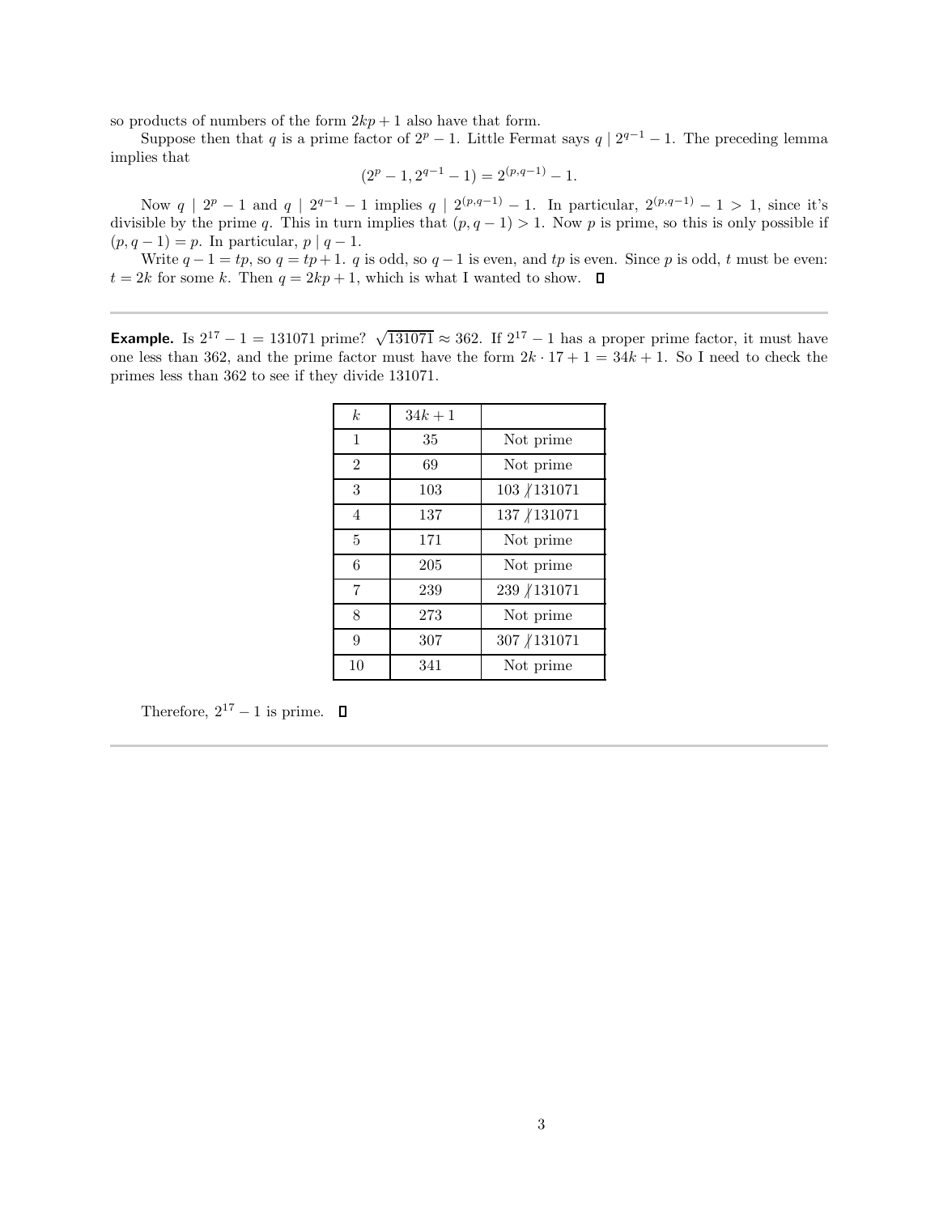so products of numbers of the form $2kp + 1$ also have that form.

Suppose then that $q$ is a prime factor of $2^p - 1$. Little Fermat says $q \mid 2^{q-1} - 1$. The preceding lemma implies that

$$(2^p - 1, 2^{q-1} - 1) = 2^{(p,q-1)} - 1.$$

Now $q \mid 2^p - 1$ and $q \mid 2^{q-1} - 1$ implies $q \mid 2^{(p,q-1)} - 1$. In particular, $2^{(p,q-1)} - 1 > 1$, since it's divisible by the prime $q$. This in turn implies that $(p, q-1) > 1$. Now $p$ is prime, so this is only possible if $(p, q-1) = p$. In particular, $p \mid q - 1$.

Write $q - 1 = tp$, so $q = tp + 1$. $q$ is odd, so $q - 1$ is even, and $tp$ is even. Since $p$ is odd, $t$ must be even: $t = 2k$ for some $k$. Then $q = 2kp + 1$, which is what I wanted to show. □

---

**Example.** Is $2^{17} - 1 = 131071$ prime? $\sqrt{131071} \approx 362$. If $2^{17} - 1$ has a proper prime factor, it must have one less than 362, and the prime factor must have the form $2k \cdot 17 + 1 = 34k + 1$. So I need to check the primes less than 362 to see if they divide 131071.

| $k$ | $34k + 1$ | |
|---|---|---|
| 1 | 35 | Not prime |
| 2 | 69 | Not prime |
| 3 | 103 | $103 \nmid 131071$ |
| 4 | 137 | $137 \nmid 131071$ |
| 5 | 171 | Not prime |
| 6 | 205 | Not prime |
| 7 | 239 | $239 \nmid 131071$ |
| 8 | 273 | Not prime |
| 9 | 307 | $307 \nmid 131071$ |
| 10 | 341 | Not prime |

Therefore, $2^{17} - 1$ is prime. □

---